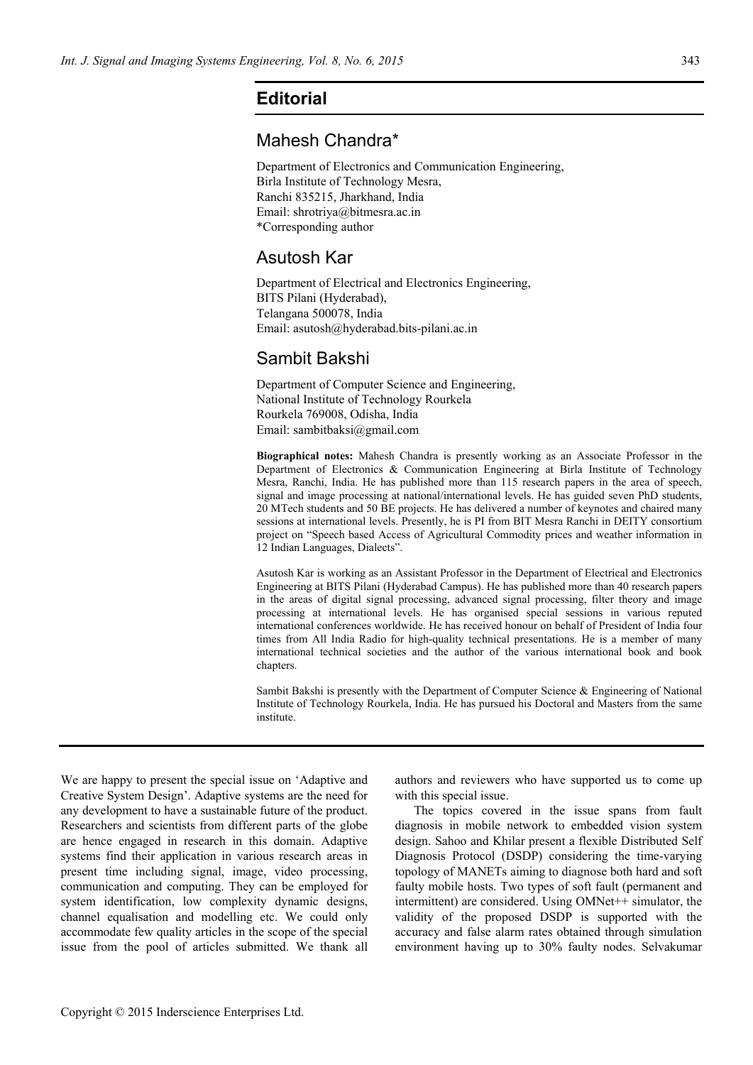# Editorial

## Mahesh Chandra*

Department of Electronics and Communication Engineering,
Birla Institute of Technology Mesra,
Ranchi 835215, Jharkhand, India
Email: shrotriya@bitmesra.ac.in
*Corresponding author

## Asutosh Kar

Department of Electrical and Electronics Engineering,
BITS Pilani (Hyderabad),
Telangana 500078, India
Email: asutosh@hyderabad.bits-pilani.ac.in

## Sambit Bakshi

Department of Computer Science and Engineering,
National Institute of Technology Rourkela
Rourkela 769008, Odisha, India
Email: sambitbaksi@gmail.com

**Biographical notes:** Mahesh Chandra is presently working as an Associate Professor in the Department of Electronics & Communication Engineering at Birla Institute of Technology Mesra, Ranchi, India. He has published more than 115 research papers in the area of speech, signal and image processing at national/international levels. He has guided seven PhD students, 20 MTech students and 50 BE projects. He has delivered a number of keynotes and chaired many sessions at international levels. Presently, he is PI from BIT Mesra Ranchi in DEITY consortium project on "Speech based Access of Agricultural Commodity prices and weather information in 12 Indian Languages, Dialects".

Asutosh Kar is working as an Assistant Professor in the Department of Electrical and Electronics Engineering at BITS Pilani (Hyderabad Campus). He has published more than 40 research papers in the areas of digital signal processing, advanced signal processing, filter theory and image processing at international levels. He has organised special sessions in various reputed international conferences worldwide. He has received honour on behalf of President of India four times from All India Radio for high-quality technical presentations. He is a member of many international technical societies and the author of the various international book and book chapters.

Sambit Bakshi is presently with the Department of Computer Science & Engineering of National Institute of Technology Rourkela, India. He has pursued his Doctoral and Masters from the same institute.

We are happy to present the special issue on 'Adaptive and Creative System Design'. Adaptive systems are the need for any development to have a sustainable future of the product. Researchers and scientists from different parts of the globe are hence engaged in research in this domain. Adaptive systems find their application in various research areas in present time including signal, image, video processing, communication and computing. They can be employed for system identification, low complexity dynamic designs, channel equalisation and modelling etc. We could only accommodate few quality articles in the scope of the special issue from the pool of articles submitted. We thank all authors and reviewers who have supported us to come up with this special issue.

The topics covered in the issue spans from fault diagnosis in mobile network to embedded vision system design. Sahoo and Khilar present a flexible Distributed Self Diagnosis Protocol (DSDP) considering the time-varying topology of MANETs aiming to diagnose both hard and soft faulty mobile hosts. Two types of soft fault (permanent and intermittent) are considered. Using OMNet++ simulator, the validity of the proposed DSDP is supported with the accuracy and false alarm rates obtained through simulation environment having up to 30% faulty nodes. Selvakumar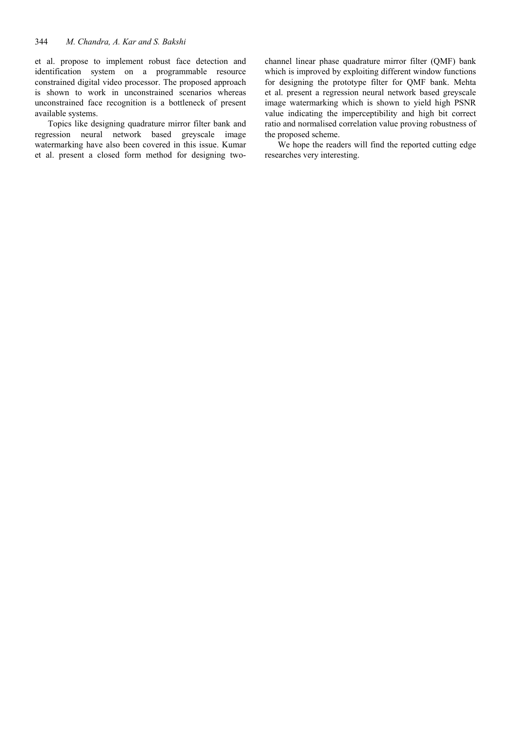et al. propose to implement robust face detection and identification system on a programmable resource constrained digital video processor. The proposed approach is shown to work in unconstrained scenarios whereas unconstrained face recognition is a bottleneck of present available systems.

Topics like designing quadrature mirror filter bank and regression neural network based greyscale image watermarking have also been covered in this issue. Kumar et al. present a closed form method for designing two-channel linear phase quadrature mirror filter (QMF) bank which is improved by exploiting different window functions for designing the prototype filter for QMF bank. Mehta et al. present a regression neural network based greyscale image watermarking which is shown to yield high PSNR value indicating the imperceptibility and high bit correct ratio and normalised correlation value proving robustness of the proposed scheme.

We hope the readers will find the reported cutting edge researches very interesting.